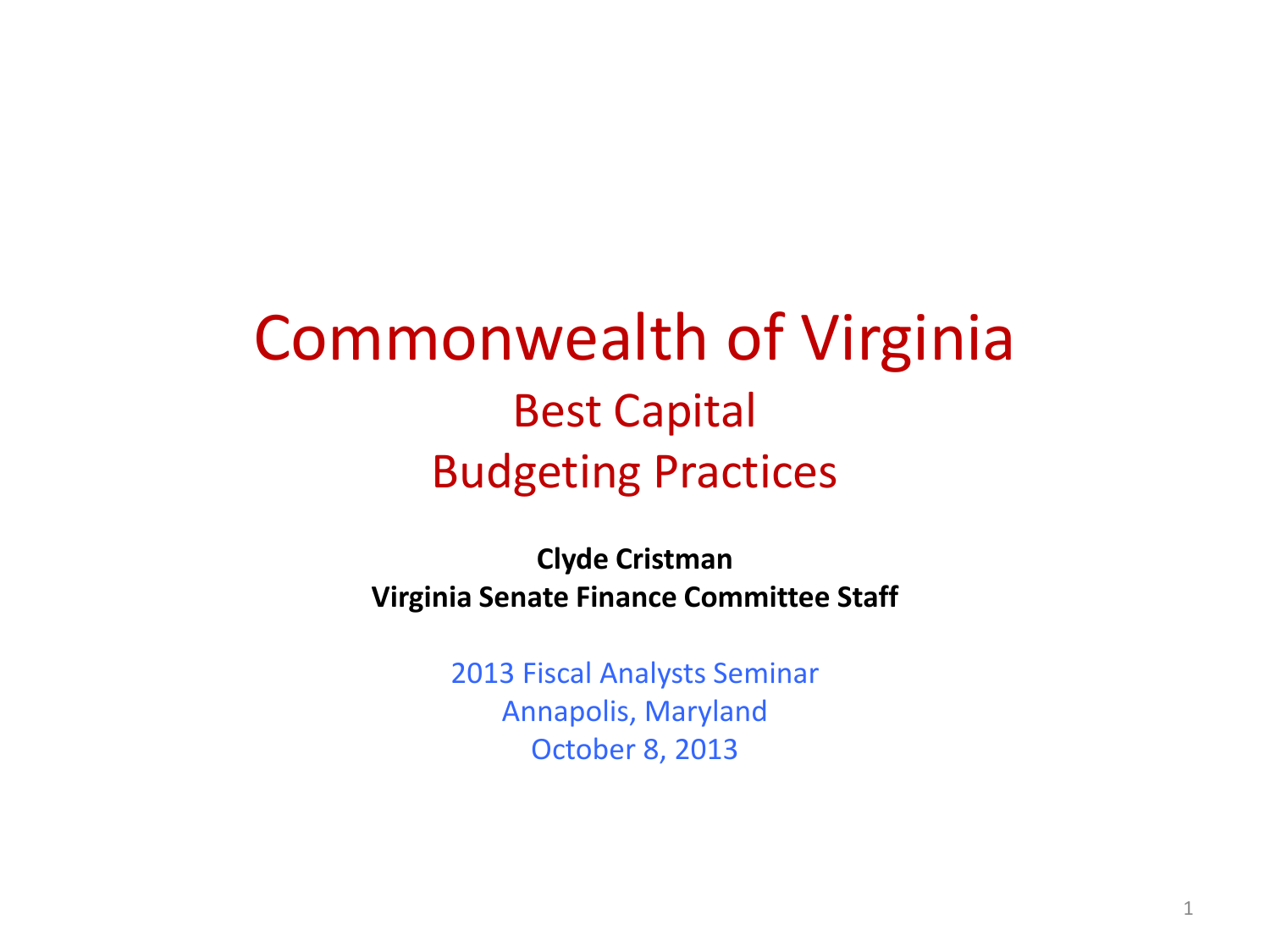# Commonwealth of Virginia

## Best Capital Budgeting Practices

**Clyde Cristman**
**Virginia Senate Finance Committee Staff**

2013 Fiscal Analysts Seminar
Annapolis, Maryland
October 8, 2013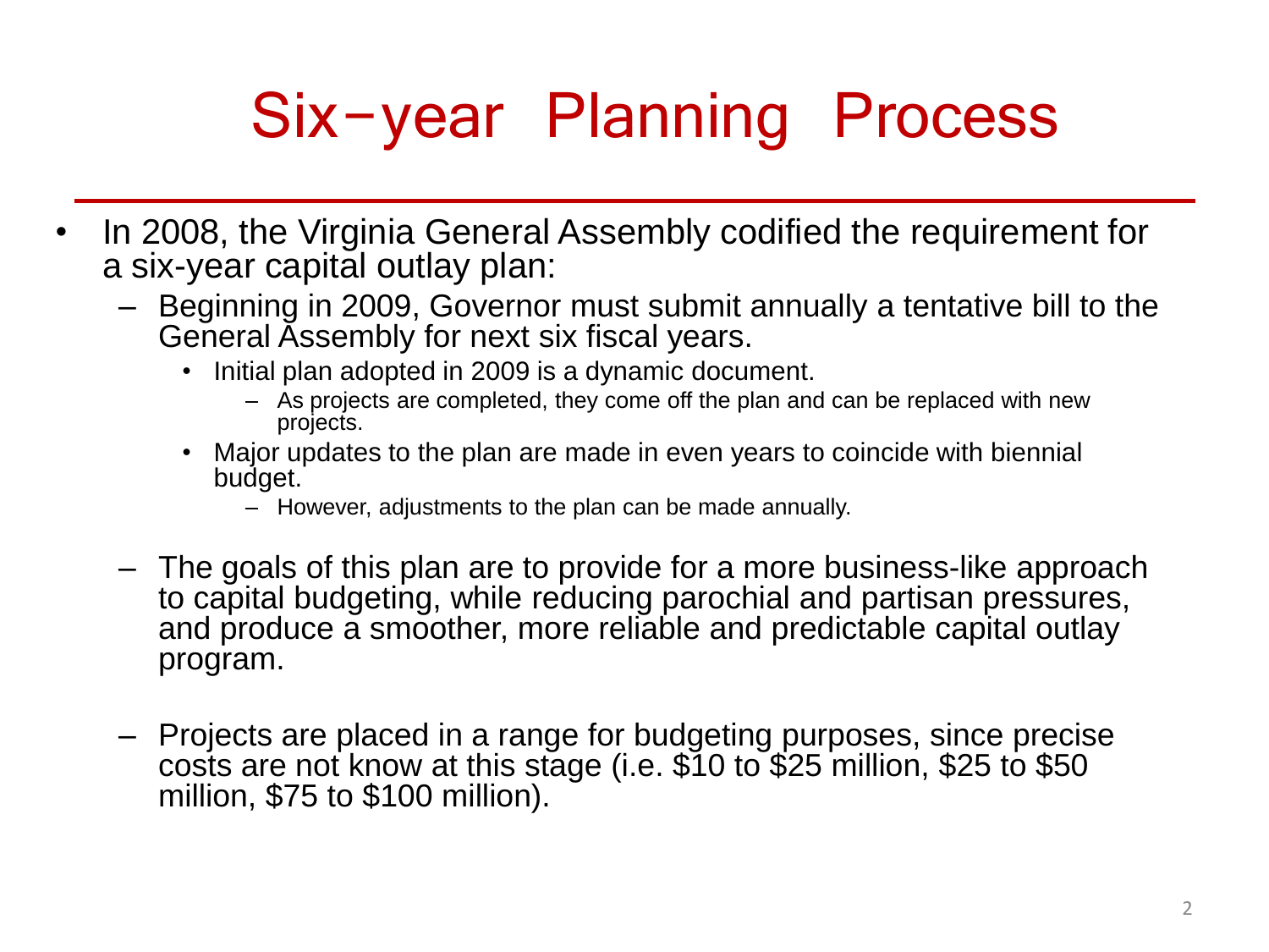# Six-year Planning Process

- In 2008, the Virginia General Assembly codified the requirement for a six-year capital outlay plan:
  - Beginning in 2009, Governor must submit annually a tentative bill to the General Assembly for next six fiscal years.
    - Initial plan adopted in 2009 is a dynamic document.
      - As projects are completed, they come off the plan and can be replaced with new projects.
    - Major updates to the plan are made in even years to coincide with biennial budget.
      - However, adjustments to the plan can be made annually.
  - The goals of this plan are to provide for a more business-like approach to capital budgeting, while reducing parochial and partisan pressures, and produce a smoother, more reliable and predictable capital outlay program.
  - Projects are placed in a range for budgeting purposes, since precise costs are not know at this stage (i.e. $10 to $25 million, $25 to $50 million, $75 to $100 million).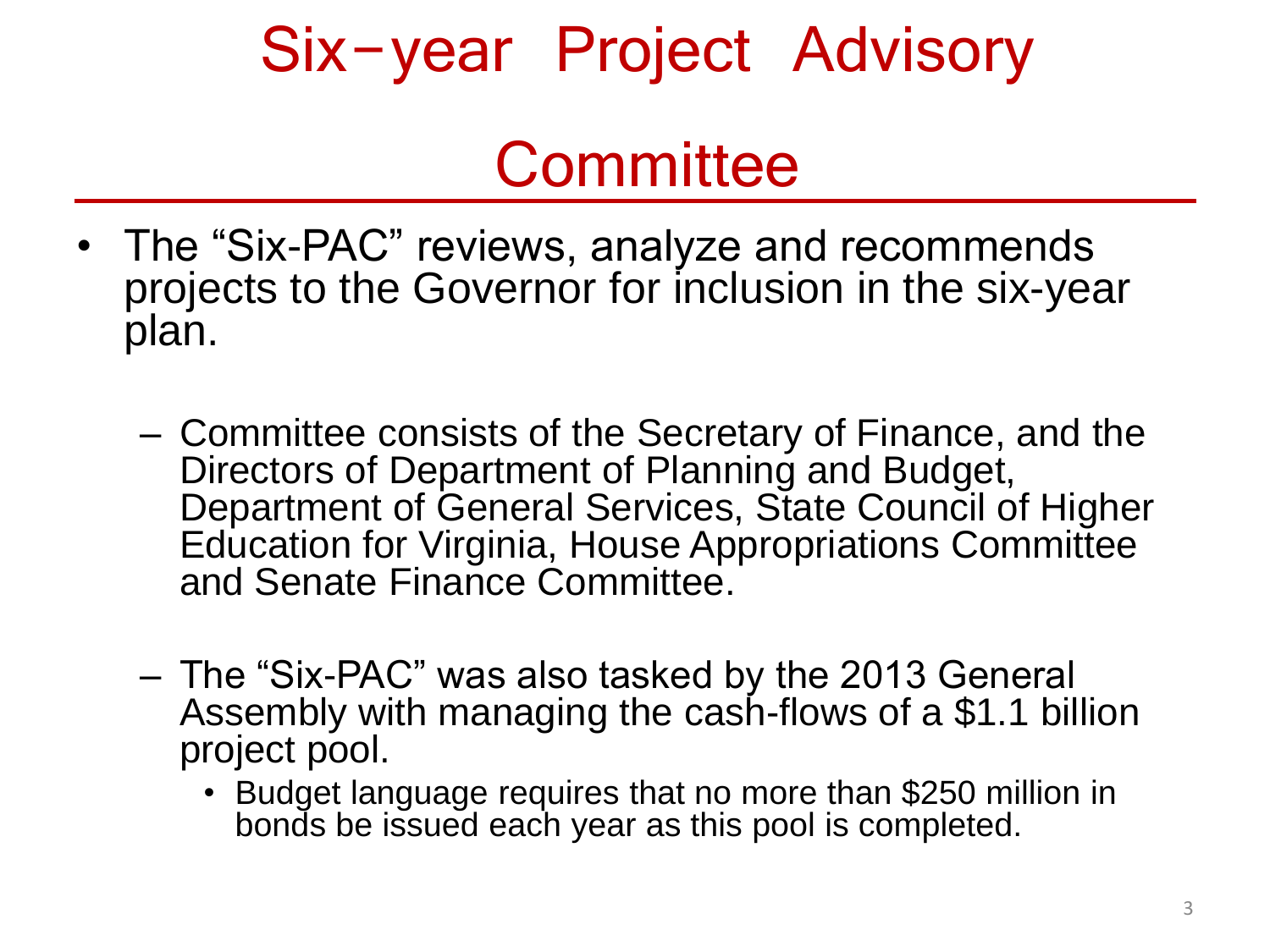# Six-year Project Advisory Committee

- The “Six-PAC” reviews, analyze and recommends projects to the Governor for inclusion in the six-year plan.
  - Committee consists of the Secretary of Finance, and the Directors of Department of Planning and Budget, Department of General Services, State Council of Higher Education for Virginia, House Appropriations Committee and Senate Finance Committee.
  - The “Six-PAC” was also tasked by the 2013 General Assembly with managing the cash-flows of a $1.1 billion project pool.
    - Budget language requires that no more than $250 million in bonds be issued each year as this pool is completed.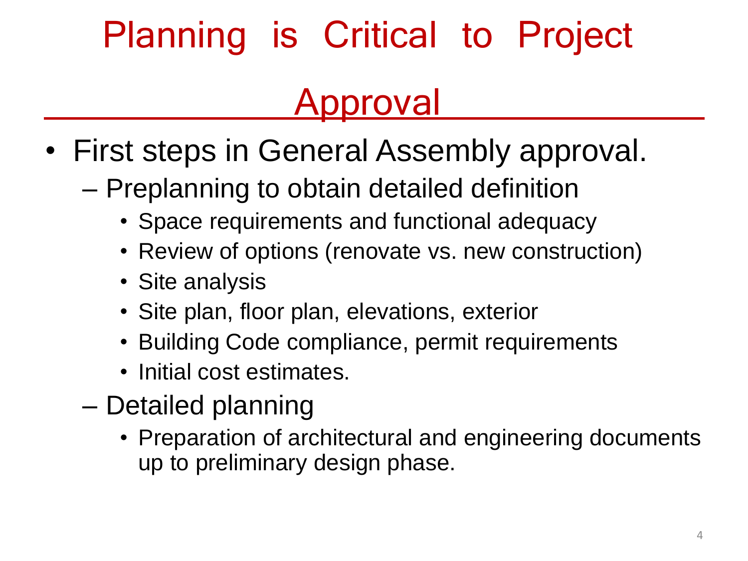# Planning is Critical to Project Approval

- First steps in General Assembly approval.
  - Preplanning to obtain detailed definition
    - Space requirements and functional adequacy
    - Review of options (renovate vs. new construction)
    - Site analysis
    - Site plan, floor plan, elevations, exterior
    - Building Code compliance, permit requirements
    - Initial cost estimates.
  - Detailed planning
    - Preparation of architectural and engineering documents up to preliminary design phase.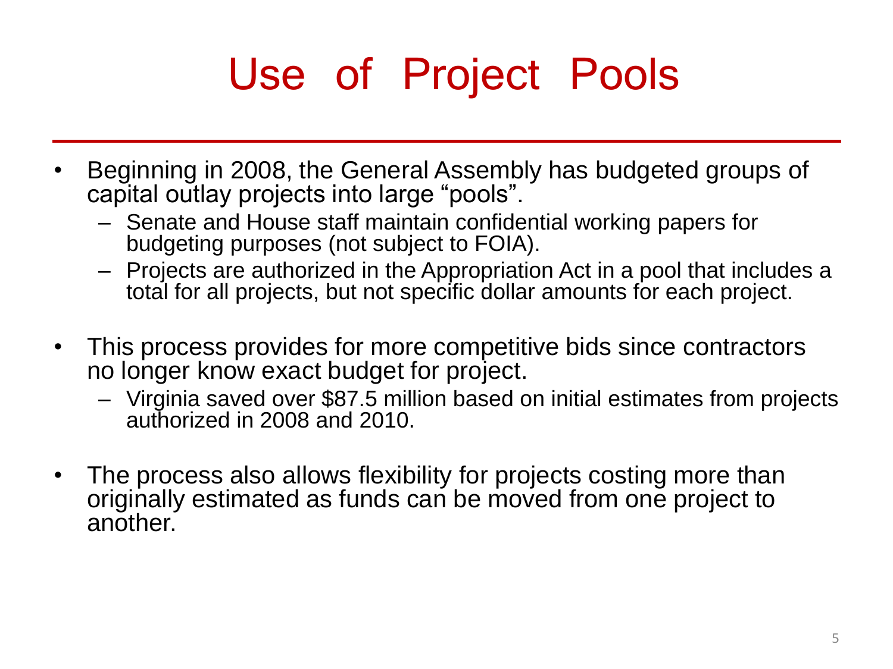# Use of Project Pools

- Beginning in 2008, the General Assembly has budgeted groups of capital outlay projects into large “pools”.
  - Senate and House staff maintain confidential working papers for budgeting purposes (not subject to FOIA).
  - Projects are authorized in the Appropriation Act in a pool that includes a total for all projects, but not specific dollar amounts for each project.

- This process provides for more competitive bids since contractors no longer know exact budget for project.
  - Virginia saved over $87.5 million based on initial estimates from projects authorized in 2008 and 2010.

- The process also allows flexibility for projects costing more than originally estimated as funds can be moved from one project to another.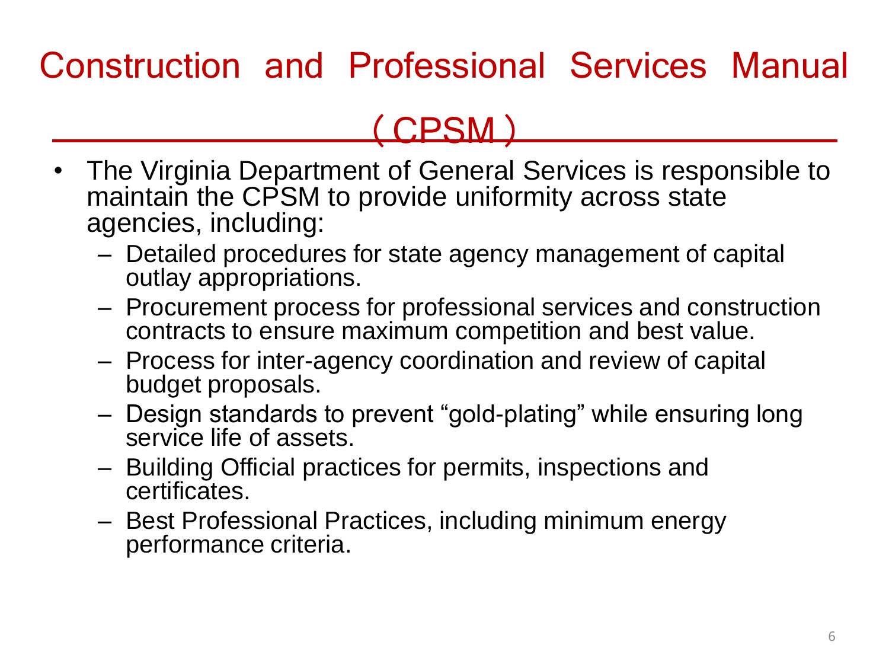# Construction and Professional Services Manual (CPSM)

- The Virginia Department of General Services is responsible to maintain the CPSM to provide uniformity across state agencies, including:
  - Detailed procedures for state agency management of capital outlay appropriations.
  - Procurement process for professional services and construction contracts to ensure maximum competition and best value.
  - Process for inter-agency coordination and review of capital budget proposals.
  - Design standards to prevent "gold-plating" while ensuring long service life of assets.
  - Building Official practices for permits, inspections and certificates.
  - Best Professional Practices, including minimum energy performance criteria.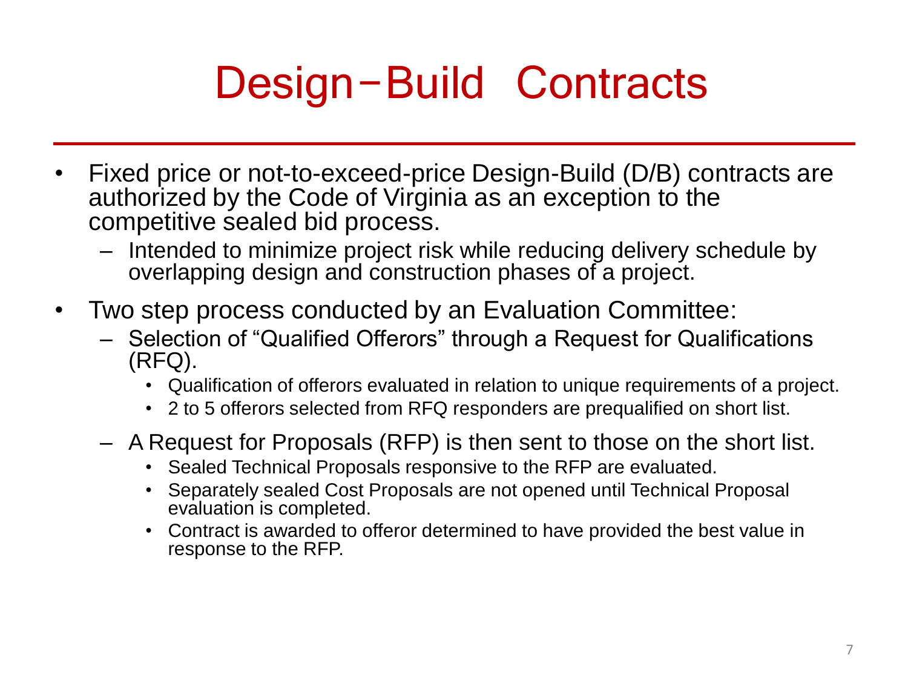# Design–Build Contracts

- Fixed price or not-to-exceed-price Design-Build (D/B) contracts are authorized by the Code of Virginia as an exception to the competitive sealed bid process.
  - Intended to minimize project risk while reducing delivery schedule by overlapping design and construction phases of a project.
- Two step process conducted by an Evaluation Committee:
  - Selection of "Qualified Offerors" through a Request for Qualifications (RFQ).
    - Qualification of offerors evaluated in relation to unique requirements of a project.
    - 2 to 5 offerors selected from RFQ responders are prequalified on short list.
  - A Request for Proposals (RFP) is then sent to those on the short list.
    - Sealed Technical Proposals responsive to the RFP are evaluated.
    - Separately sealed Cost Proposals are not opened until Technical Proposal evaluation is completed.
    - Contract is awarded to offeror determined to have provided the best value in response to the RFP.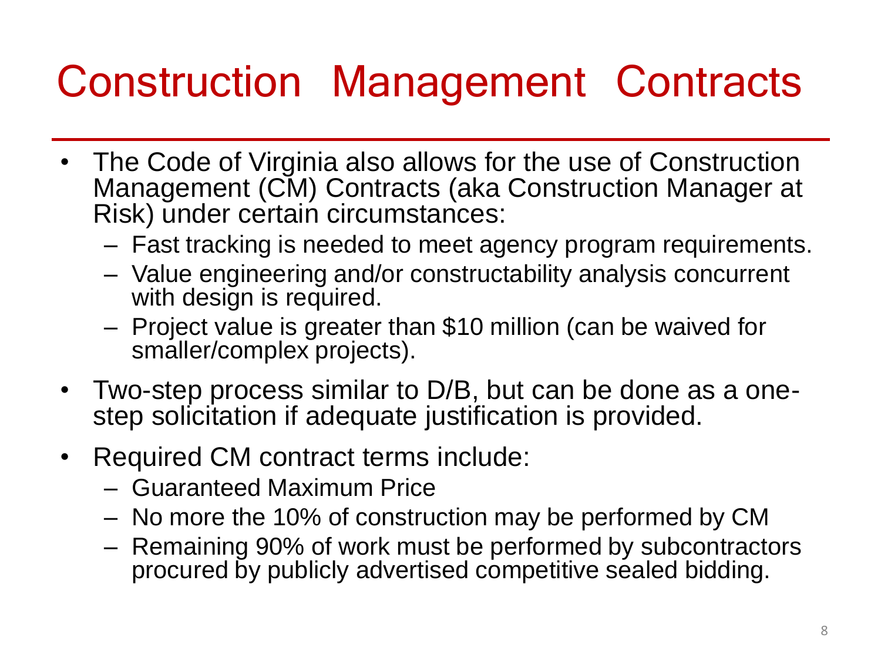# Construction Management Contracts

- The Code of Virginia also allows for the use of Construction Management (CM) Contracts (aka Construction Manager at Risk) under certain circumstances:
  - Fast tracking is needed to meet agency program requirements.
  - Value engineering and/or constructability analysis concurrent with design is required.
  - Project value is greater than $10 million (can be waived for smaller/complex projects).
- Two-step process similar to D/B, but can be done as a one-step solicitation if adequate justification is provided.
- Required CM contract terms include:
  - Guaranteed Maximum Price
  - No more the 10% of construction may be performed by CM
  - Remaining 90% of work must be performed by subcontractors procured by publicly advertised competitive sealed bidding.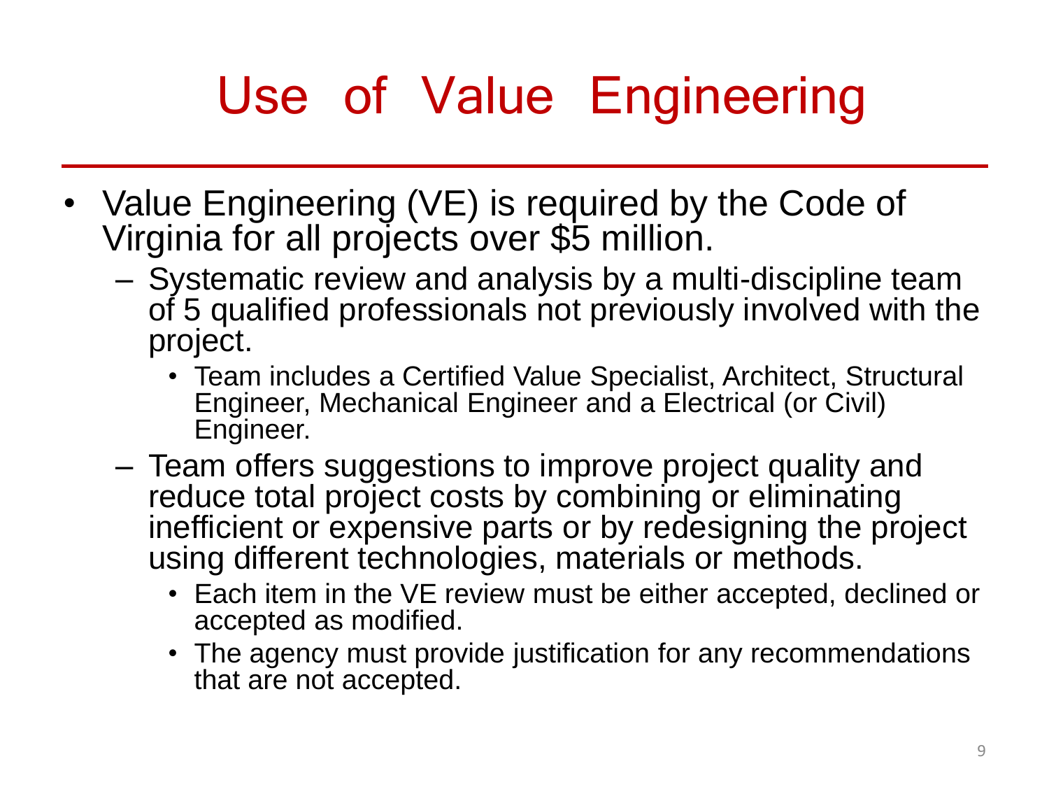# Use of Value Engineering

- Value Engineering (VE) is required by the Code of Virginia for all projects over $5 million.
  - Systematic review and analysis by a multi-discipline team of 5 qualified professionals not previously involved with the project.
    - Team includes a Certified Value Specialist, Architect, Structural Engineer, Mechanical Engineer and a Electrical (or Civil) Engineer.
  - Team offers suggestions to improve project quality and reduce total project costs by combining or eliminating inefficient or expensive parts or by redesigning the project using different technologies, materials or methods.
    - Each item in the VE review must be either accepted, declined or accepted as modified.
    - The agency must provide justification for any recommendations that are not accepted.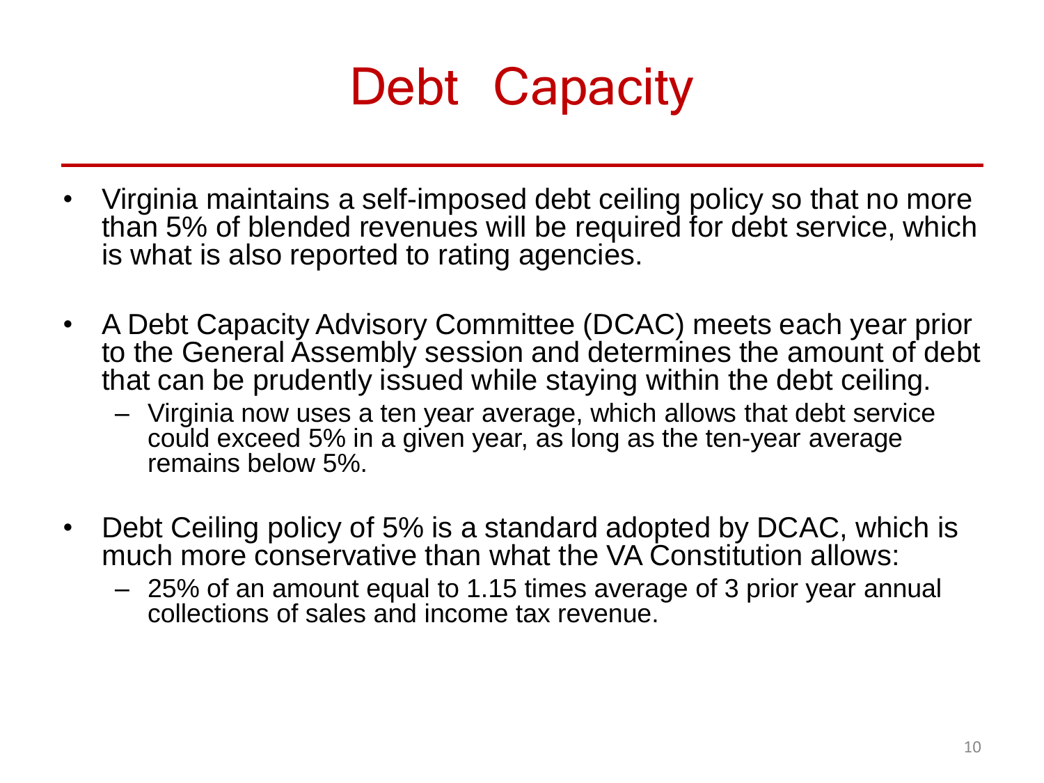# Debt Capacity

- Virginia maintains a self-imposed debt ceiling policy so that no more than 5% of blended revenues will be required for debt service, which is what is also reported to rating agencies.

- A Debt Capacity Advisory Committee (DCAC) meets each year prior to the General Assembly session and determines the amount of debt that can be prudently issued while staying within the debt ceiling.
  - Virginia now uses a ten year average, which allows that debt service could exceed 5% in a given year, as long as the ten-year average remains below 5%.

- Debt Ceiling policy of 5% is a standard adopted by DCAC, which is much more conservative than what the VA Constitution allows:
  - 25% of an amount equal to 1.15 times average of 3 prior year annual collections of sales and income tax revenue.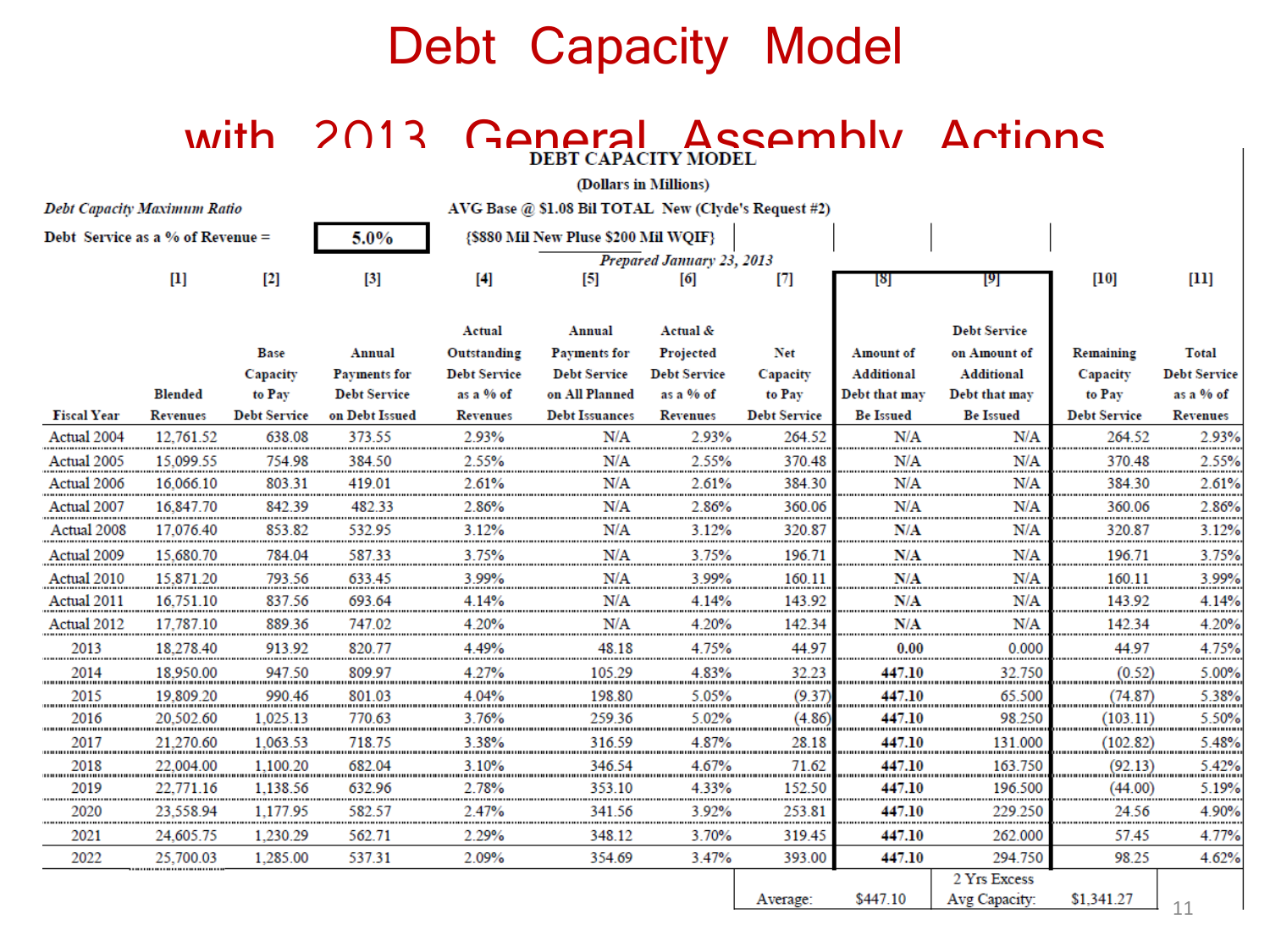# Debt Capacity Model with 2013 General Assembly Actions

**DEBT CAPACITY MODEL**

**(Dollars in Millions)**

***Debt Capacity Maximum Ratio***

**Debt Service as a % of Revenue = 5.0%**

**AVG Base @ $1.08 Bil TOTAL New (Clyde's Request #2)**

**{$880 Mil New Pluse $200 Mil WQIF}**

*Prepared January 23, 2013*

| | [1] | [2] | [3] | [4] | [5] | [6] | [7] | [8] | [9] | [10] | [11] |
|---|---|---|---|---|---|---|---|---|---|---|---|
| **Fiscal Year** | **Blended Revenues** | **Base Capacity to Pay Debt Service** | **Annual Payments for Debt Service on Debt Issued** | **Actual Outstanding Debt Service as a % of Revenues** | **Annual Payments for Debt Service on All Planned Debt Issuances** | **Actual & Projected Debt Service as a % of Revenues** | **Net Capacity to Pay Debt Service** | **Amount of Additional Debt that may Be Issued** | **Debt Service on Amount of Additional Debt that may Be Issued** | **Remaining Capacity to Pay Debt Service** | **Total Debt Service as a % of Revenues** |
| Actual 2004 | 12,761.52 | 638.08 | 373.55 | 2.93% | N/A | 2.93% | 264.52 | N/A | N/A | 264.52 | 2.93% |
| Actual 2005 | 15,099.55 | 754.98 | 384.50 | 2.55% | N/A | 2.55% | 370.48 | N/A | N/A | 370.48 | 2.55% |
| Actual 2006 | 16,066.10 | 803.31 | 419.01 | 2.61% | N/A | 2.61% | 384.30 | N/A | N/A | 384.30 | 2.61% |
| Actual 2007 | 16,847.70 | 842.39 | 482.33 | 2.86% | N/A | 2.86% | 360.06 | N/A | N/A | 360.06 | 2.86% |
| Actual 2008 | 17,076.40 | 853.82 | 532.95 | 3.12% | N/A | 3.12% | 320.87 | N/A | N/A | 320.87 | 3.12% |
| Actual 2009 | 15,680.70 | 784.04 | 587.33 | 3.75% | N/A | 3.75% | 196.71 | N/A | N/A | 196.71 | 3.75% |
| Actual 2010 | 15,871.20 | 793.56 | 633.45 | 3.99% | N/A | 3.99% | 160.11 | N/A | N/A | 160.11 | 3.99% |
| Actual 2011 | 16,751.10 | 837.56 | 693.64 | 4.14% | N/A | 4.14% | 143.92 | N/A | N/A | 143.92 | 4.14% |
| Actual 2012 | 17,787.10 | 889.36 | 747.02 | 4.20% | N/A | 4.20% | 142.34 | N/A | N/A | 142.34 | 4.20% |
| 2013 | 18,278.40 | 913.92 | 820.77 | 4.49% | 48.18 | 4.75% | 44.97 | **0.00** | 0.000 | 44.97 | 4.75% |
| 2014 | 18,950.00 | 947.50 | 809.97 | 4.27% | 105.29 | 4.83% | 32.23 | **447.10** | 32.750 | (0.52) | 5.00% |
| 2015 | 19,809.20 | 990.46 | 801.03 | 4.04% | 198.80 | 5.05% | (9.37) | **447.10** | 65.500 | (74.87) | 5.38% |
| 2016 | 20,502.60 | 1,025.13 | 770.63 | 3.76% | 259.36 | 5.02% | (4.86) | **447.10** | 98.250 | (103.11) | 5.50% |
| 2017 | 21,270.60 | 1,063.53 | 718.75 | 3.38% | 316.59 | 4.87% | 28.18 | **447.10** | 131.000 | (102.82) | 5.48% |
| 2018 | 22,004.00 | 1,100.20 | 682.04 | 3.10% | 346.54 | 4.67% | 71.62 | **447.10** | 163.750 | (92.13) | 5.42% |
| 2019 | 22,771.16 | 1,138.56 | 632.96 | 2.78% | 353.10 | 4.33% | 152.50 | **447.10** | 196.500 | (44.00) | 5.19% |
| 2020 | 23,558.94 | 1,177.95 | 582.57 | 2.47% | 341.56 | 3.92% | 253.81 | **447.10** | 229.250 | 24.56 | 4.90% |
| 2021 | 24,605.75 | 1,230.29 | 562.71 | 2.29% | 348.12 | 3.70% | 319.45 | **447.10** | 262.000 | 57.45 | 4.77% |
| 2022 | 25,700.03 | 1,285.00 | 537.31 | 2.09% | 354.69 | 3.47% | 393.00 | **447.10** | 294.750 | 98.25 | 4.62% |
| | | | | | | | Average: | $447.10 | 2 Yrs Excess Avg Capacity: | $1,341.27 | |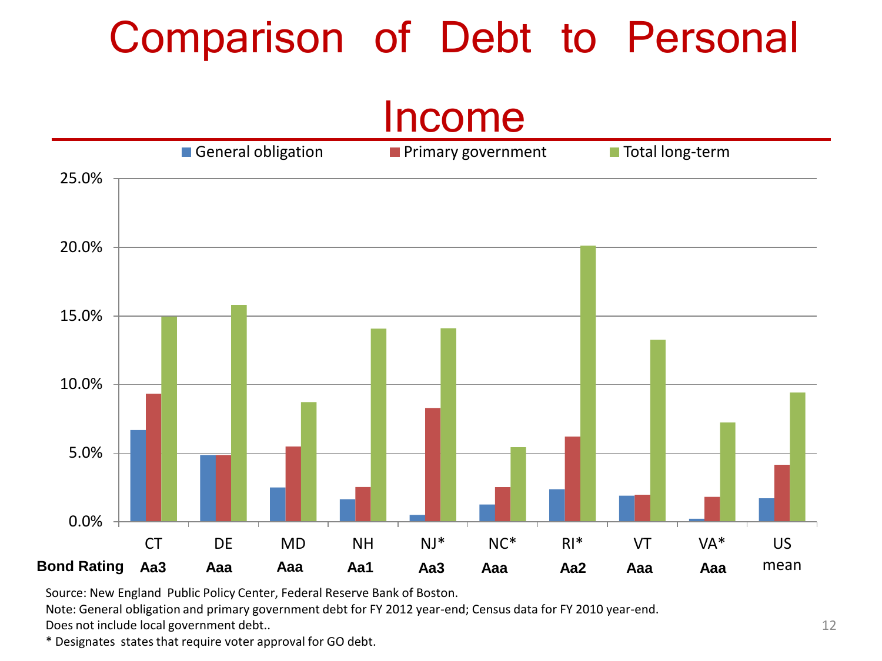# Comparison of Debt to Personal Income

| Bond Rating | General obligation | Primary government | Total long-term |
|---|---|---|---|
| CT (Aa3) | | | |
| DE (Aaa) | | | |
| MD (Aaa) | | | |
| NH (Aa1) | | | |
| NJ* (Aa3) | | | |
| NC* (Aaa) | | | |
| RI* (Aa2) | | | |
| VT (Aaa) | | | |
| VA* (Aaa) | | | |
| US mean | | | |

Source: New England Public Policy Center, Federal Reserve Bank of Boston.

Note: General obligation and primary government debt for FY 2012 year-end; Census data for FY 2010 year-end. Does not include local government debt..

* Designates states that require voter approval for GO debt.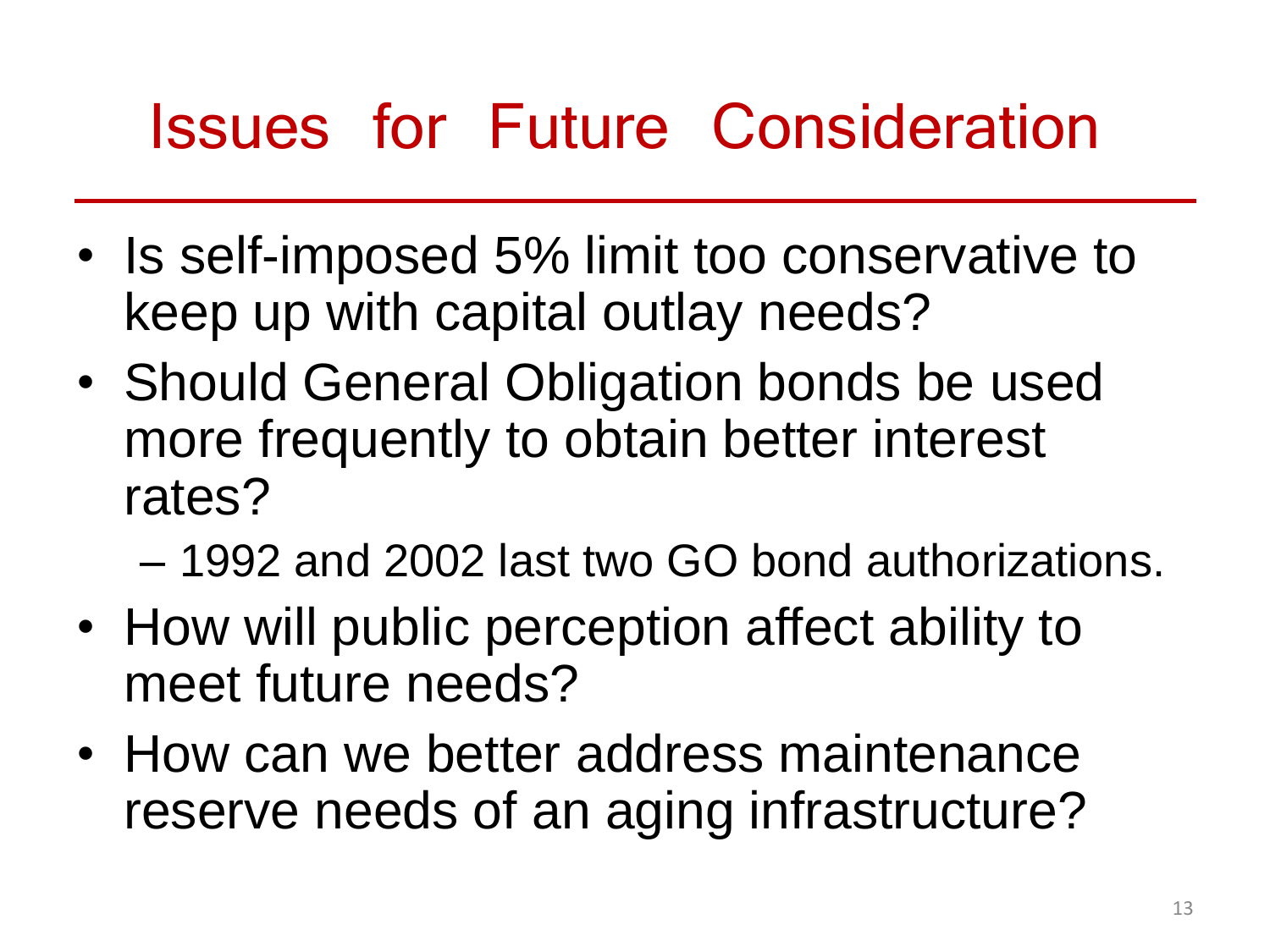# Issues for Future Consideration

- Is self-imposed 5% limit too conservative to keep up with capital outlay needs?
- Should General Obligation bonds be used more frequently to obtain better interest rates?
  - 1992 and 2002 last two GO bond authorizations.
- How will public perception affect ability to meet future needs?
- How can we better address maintenance reserve needs of an aging infrastructure?